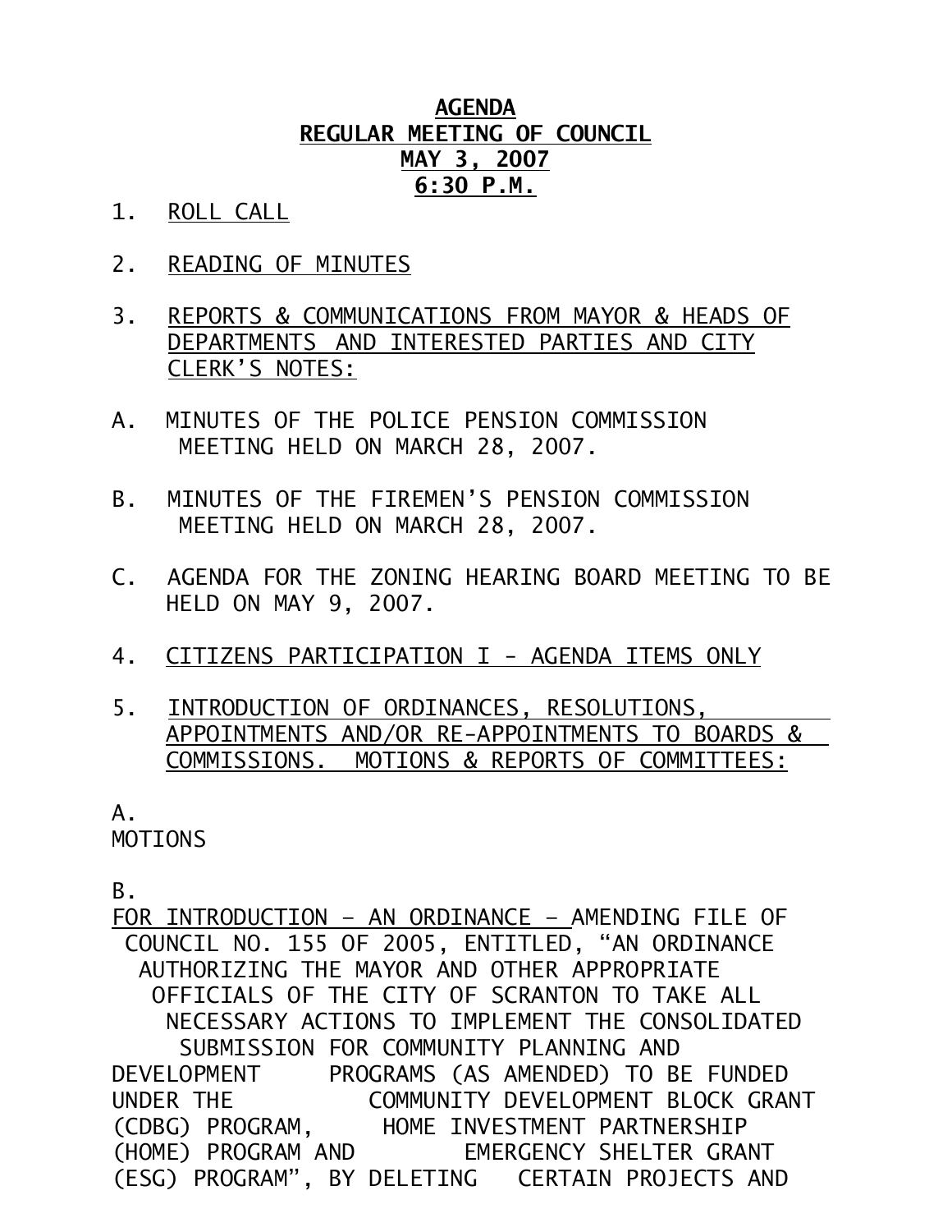# AGENDA
## REGULAR MEETING OF COUNCIL
## MAY 3, 2007
## 6:30 P.M.

1. ROLL CALL

2. READING OF MINUTES

3. REPORTS & COMMUNICATIONS FROM MAYOR & HEADS OF DEPARTMENTS AND INTERESTED PARTIES AND CITY CLERK'S NOTES:

A. MINUTES OF THE POLICE PENSION COMMISSION MEETING HELD ON MARCH 28, 2007.

B. MINUTES OF THE FIREMEN'S PENSION COMMISSION MEETING HELD ON MARCH 28, 2007.

C. AGENDA FOR THE ZONING HEARING BOARD MEETING TO BE HELD ON MAY 9, 2007.

4. CITIZENS PARTICIPATION I - AGENDA ITEMS ONLY

5. INTRODUCTION OF ORDINANCES, RESOLUTIONS, APPOINTMENTS AND/OR RE-APPOINTMENTS TO BOARDS & COMMISSIONS. MOTIONS & REPORTS OF COMMITTEES:

A.
MOTIONS

B.
FOR INTRODUCTION – AN ORDINANCE – AMENDING FILE OF COUNCIL NO. 155 OF 2005, ENTITLED, "AN ORDINANCE AUTHORIZING THE MAYOR AND OTHER APPROPRIATE OFFICIALS OF THE CITY OF SCRANTON TO TAKE ALL NECESSARY ACTIONS TO IMPLEMENT THE CONSOLIDATED SUBMISSION FOR COMMUNITY PLANNING AND DEVELOPMENT PROGRAMS (AS AMENDED) TO BE FUNDED UNDER THE COMMUNITY DEVELOPMENT BLOCK GRANT (CDBG) PROGRAM, HOME INVESTMENT PARTNERSHIP (HOME) PROGRAM AND EMERGENCY SHELTER GRANT (ESG) PROGRAM", BY DELETING CERTAIN PROJECTS AND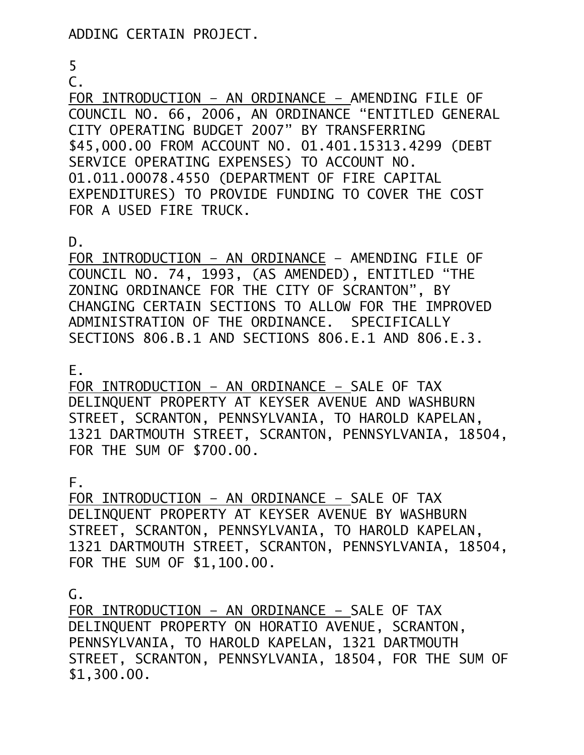ADDING CERTAIN PROJECT.

5

C.

FOR INTRODUCTION – AN ORDINANCE – AMENDING FILE OF COUNCIL NO. 66, 2006, AN ORDINANCE "ENTITLED GENERAL CITY OPERATING BUDGET 2007" BY TRANSFERRING $45,000.00 FROM ACCOUNT NO. 01.401.15313.4299 (DEBT SERVICE OPERATING EXPENSES) TO ACCOUNT NO. 01.011.00078.4550 (DEPARTMENT OF FIRE CAPITAL EXPENDITURES) TO PROVIDE FUNDING TO COVER THE COST FOR A USED FIRE TRUCK.

D.

FOR INTRODUCTION – AN ORDINANCE – AMENDING FILE OF COUNCIL NO. 74, 1993, (AS AMENDED), ENTITLED "THE ZONING ORDINANCE FOR THE CITY OF SCRANTON", BY CHANGING CERTAIN SECTIONS TO ALLOW FOR THE IMPROVED ADMINISTRATION OF THE ORDINANCE. SPECIFICALLY SECTIONS 806.B.1 AND SECTIONS 806.E.1 AND 806.E.3.

E.

FOR INTRODUCTION – AN ORDINANCE – SALE OF TAX DELINQUENT PROPERTY AT KEYSER AVENUE AND WASHBURN STREET, SCRANTON, PENNSYLVANIA, TO HAROLD KAPELAN, 1321 DARTMOUTH STREET, SCRANTON, PENNSYLVANIA, 18504, FOR THE SUM OF $700.00.

F.

FOR INTRODUCTION – AN ORDINANCE – SALE OF TAX DELINQUENT PROPERTY AT KEYSER AVENUE BY WASHBURN STREET, SCRANTON, PENNSYLVANIA, TO HAROLD KAPELAN, 1321 DARTMOUTH STREET, SCRANTON, PENNSYLVANIA, 18504, FOR THE SUM OF $1,100.00.

G.

FOR INTRODUCTION – AN ORDINANCE – SALE OF TAX DELINQUENT PROPERTY ON HORATIO AVENUE, SCRANTON, PENNSYLVANIA, TO HAROLD KAPELAN, 1321 DARTMOUTH STREET, SCRANTON, PENNSYLVANIA, 18504, FOR THE SUM OF $1,300.00.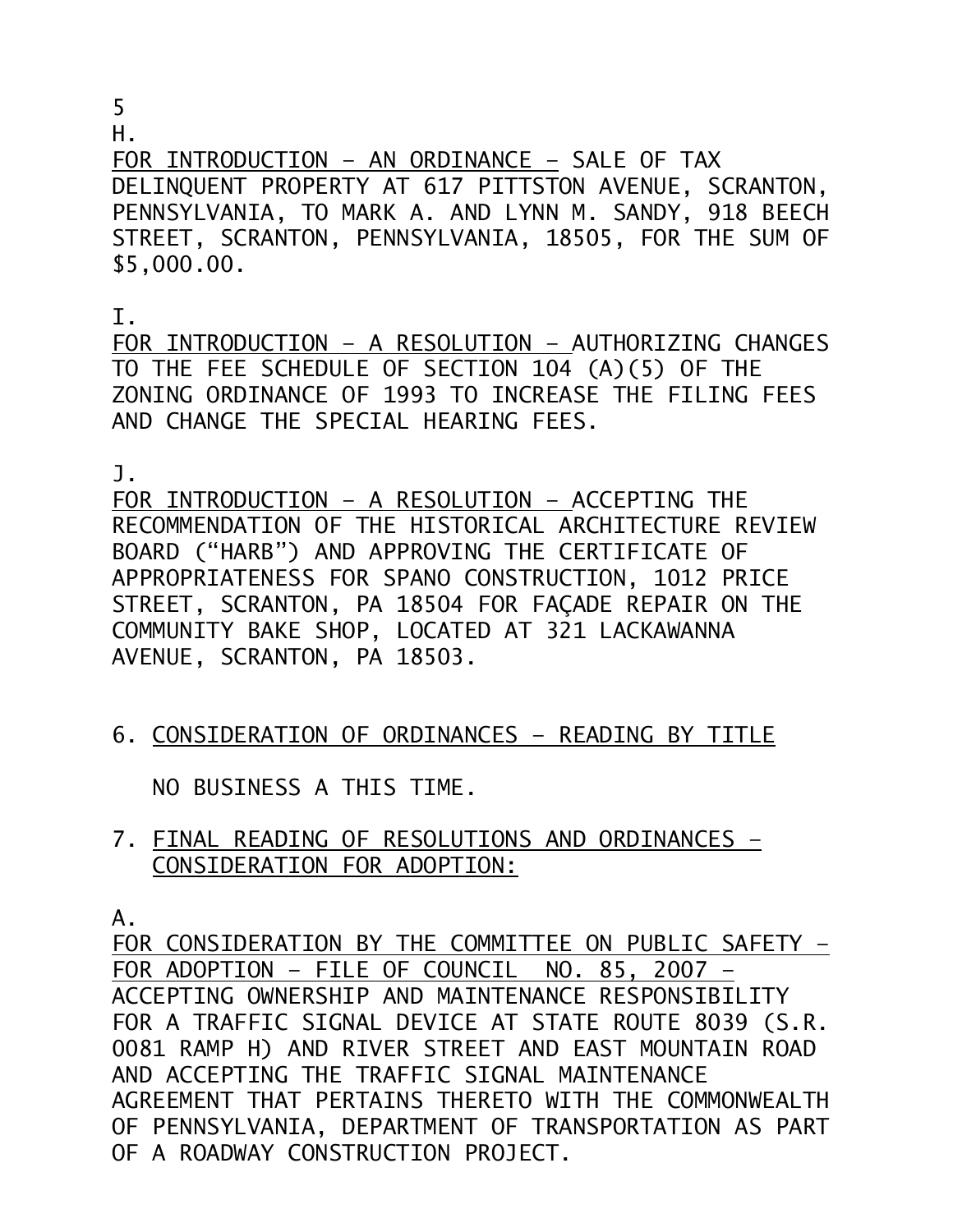5

H.

FOR INTRODUCTION – AN ORDINANCE – SALE OF TAX DELINQUENT PROPERTY AT 617 PITTSTON AVENUE, SCRANTON, PENNSYLVANIA, TO MARK A. AND LYNN M. SANDY, 918 BEECH STREET, SCRANTON, PENNSYLVANIA, 18505, FOR THE SUM OF $5,000.00.

I.

FOR INTRODUCTION – A RESOLUTION – AUTHORIZING CHANGES TO THE FEE SCHEDULE OF SECTION 104 (A)(5) OF THE ZONING ORDINANCE OF 1993 TO INCREASE THE FILING FEES AND CHANGE THE SPECIAL HEARING FEES.

J.

FOR INTRODUCTION – A RESOLUTION – ACCEPTING THE RECOMMENDATION OF THE HISTORICAL ARCHITECTURE REVIEW BOARD ("HARB") AND APPROVING THE CERTIFICATE OF APPROPRIATENESS FOR SPANO CONSTRUCTION, 1012 PRICE STREET, SCRANTON, PA 18504 FOR FAÇADE REPAIR ON THE COMMUNITY BAKE SHOP, LOCATED AT 321 LACKAWANNA AVENUE, SCRANTON, PA 18503.

6. CONSIDERATION OF ORDINANCES – READING BY TITLE

NO BUSINESS A THIS TIME.

7. FINAL READING OF RESOLUTIONS AND ORDINANCES – CONSIDERATION FOR ADOPTION:

A.

FOR CONSIDERATION BY THE COMMITTEE ON PUBLIC SAFETY – FOR ADOPTION – FILE OF COUNCIL NO. 85, 2007 – ACCEPTING OWNERSHIP AND MAINTENANCE RESPONSIBILITY FOR A TRAFFIC SIGNAL DEVICE AT STATE ROUTE 8039 (S.R. 0081 RAMP H) AND RIVER STREET AND EAST MOUNTAIN ROAD AND ACCEPTING THE TRAFFIC SIGNAL MAINTENANCE AGREEMENT THAT PERTAINS THERETO WITH THE COMMONWEALTH OF PENNSYLVANIA, DEPARTMENT OF TRANSPORTATION AS PART OF A ROADWAY CONSTRUCTION PROJECT.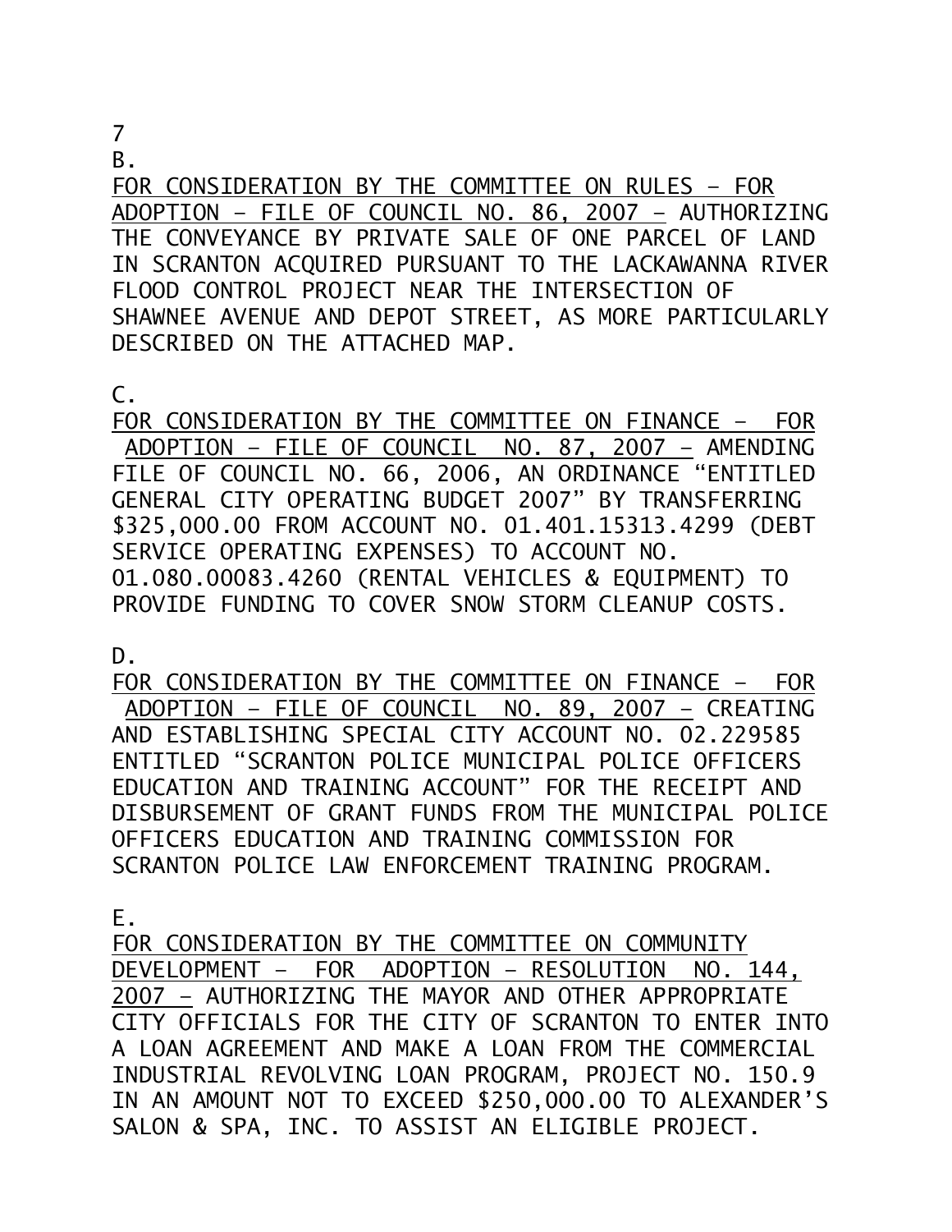7

B.

FOR CONSIDERATION BY THE COMMITTEE ON RULES – FOR ADOPTION – FILE OF COUNCIL NO. 86, 2007 – AUTHORIZING THE CONVEYANCE BY PRIVATE SALE OF ONE PARCEL OF LAND IN SCRANTON ACQUIRED PURSUANT TO THE LACKAWANNA RIVER FLOOD CONTROL PROJECT NEAR THE INTERSECTION OF SHAWNEE AVENUE AND DEPOT STREET, AS MORE PARTICULARLY DESCRIBED ON THE ATTACHED MAP.

C.

FOR CONSIDERATION BY THE COMMITTEE ON FINANCE – FOR ADOPTION – FILE OF COUNCIL NO. 87, 2007 – AMENDING FILE OF COUNCIL NO. 66, 2006, AN ORDINANCE "ENTITLED GENERAL CITY OPERATING BUDGET 2007" BY TRANSFERRING $325,000.00 FROM ACCOUNT NO. 01.401.15313.4299 (DEBT SERVICE OPERATING EXPENSES) TO ACCOUNT NO. 01.080.00083.4260 (RENTAL VEHICLES & EQUIPMENT) TO PROVIDE FUNDING TO COVER SNOW STORM CLEANUP COSTS.

D.

FOR CONSIDERATION BY THE COMMITTEE ON FINANCE – FOR ADOPTION – FILE OF COUNCIL NO. 89, 2007 – CREATING AND ESTABLISHING SPECIAL CITY ACCOUNT NO. 02.229585 ENTITLED "SCRANTON POLICE MUNICIPAL POLICE OFFICERS EDUCATION AND TRAINING ACCOUNT" FOR THE RECEIPT AND DISBURSEMENT OF GRANT FUNDS FROM THE MUNICIPAL POLICE OFFICERS EDUCATION AND TRAINING COMMISSION FOR SCRANTON POLICE LAW ENFORCEMENT TRAINING PROGRAM.

E.

FOR CONSIDERATION BY THE COMMITTEE ON COMMUNITY DEVELOPMENT – FOR ADOPTION – RESOLUTION NO. 144, 2007 – AUTHORIZING THE MAYOR AND OTHER APPROPRIATE CITY OFFICIALS FOR THE CITY OF SCRANTON TO ENTER INTO A LOAN AGREEMENT AND MAKE A LOAN FROM THE COMMERCIAL INDUSTRIAL REVOLVING LOAN PROGRAM, PROJECT NO. 150.9 IN AN AMOUNT NOT TO EXCEED $250,000.00 TO ALEXANDER'S SALON & SPA, INC. TO ASSIST AN ELIGIBLE PROJECT.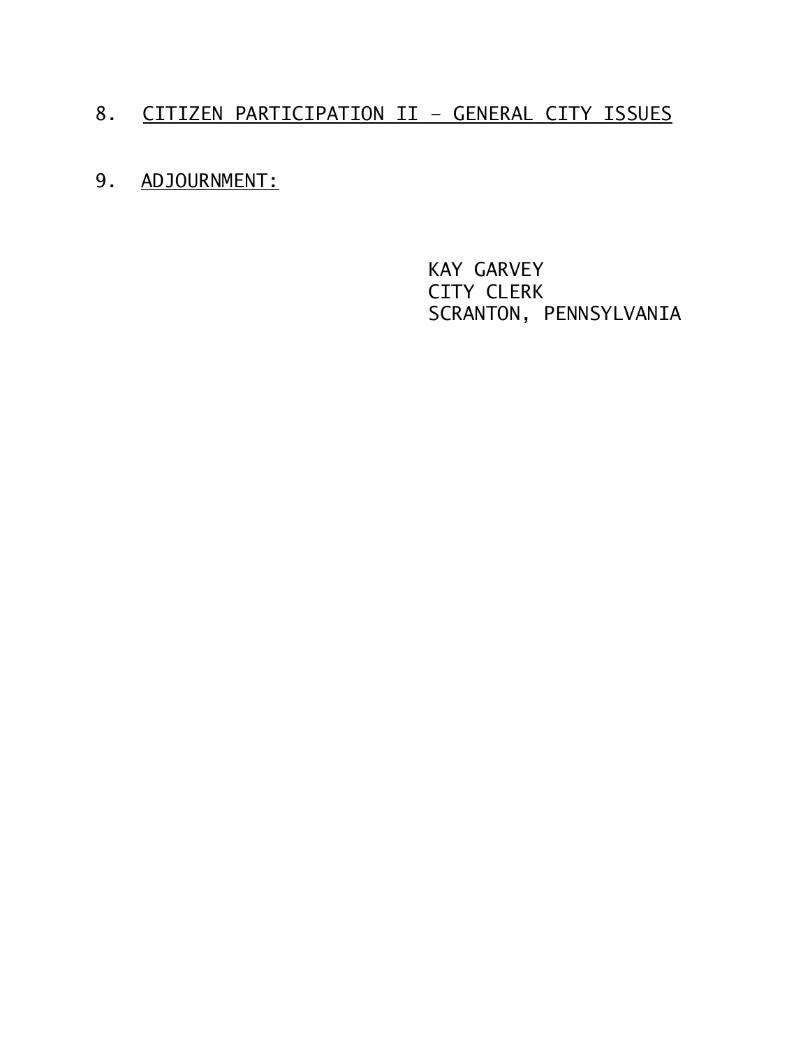8. <u>CITIZEN PARTICIPATION II – GENERAL CITY ISSUES</u>

9. <u>ADJOURNMENT:</u>

KAY GARVEY
CITY CLERK
SCRANTON, PENNSYLVANIA